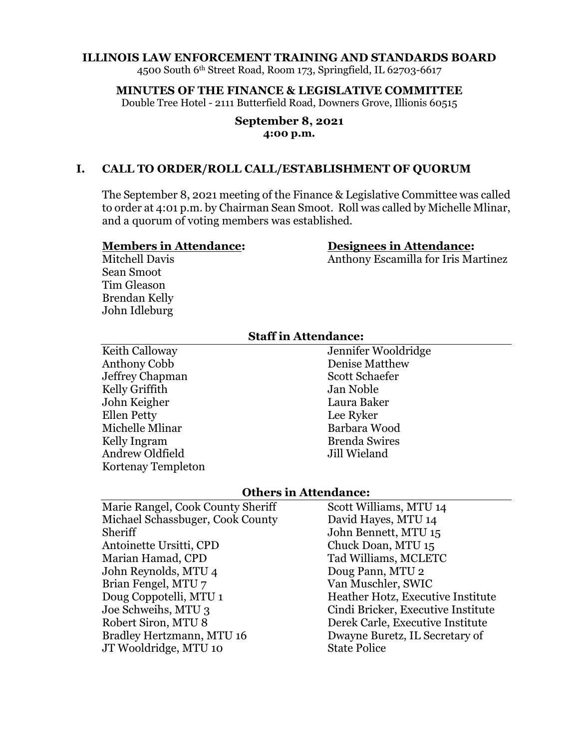**ILLINOIS LAW ENFORCEMENT TRAINING AND STANDARDS BOARD**
4500 South 6th Street Road, Room 173, Springfield, IL 62703-6617

**MINUTES OF THE FINANCE & LEGISLATIVE COMMITTEE**
Double Tree Hotel - 2111 Butterfield Road, Downers Grove, Illinois 60515

**September 8, 2021**
**4:00 p.m.**

## I. CALL TO ORDER/ROLL CALL/ESTABLISHMENT OF QUORUM

The September 8, 2021 meeting of the Finance & Legislative Committee was called to order at 4:01 p.m. by Chairman Sean Smoot. Roll was called by Michelle Mlinar, and a quorum of voting members was established.

**Members in Attendance:**
Mitchell Davis
Sean Smoot
Tim Gleason
Brendan Kelly
John Idleburg

**Designees in Attendance:**
Anthony Escamilla for Iris Martinez

**Staff in Attendance:**

| | |
|---|---|
| Keith Calloway | Jennifer Wooldridge |
| Anthony Cobb | Denise Matthew |
| Jeffrey Chapman | Scott Schaefer |
| Kelly Griffith | Jan Noble |
| John Keigher | Laura Baker |
| Ellen Petty | Lee Ryker |
| Michelle Mlinar | Barbara Wood |
| Kelly Ingram | Brenda Swires |
| Andrew Oldfield | Jill Wieland |
| Kortenay Templeton | |

**Others in Attendance:**

| | |
|---|---|
| Marie Rangel, Cook County Sheriff | Scott Williams, MTU 14 |
| Michael Schassbuger, Cook County Sheriff | David Hayes, MTU 14 |
| Antoinette Ursitti, CPD | John Bennett, MTU 15 |
| Marian Hamad, CPD | Chuck Doan, MTU 15 |
| John Reynolds, MTU 4 | Tad Williams, MCLETC |
| Brian Fengel, MTU 7 | Doug Pann, MTU 2 |
| Doug Coppotelli, MTU 1 | Van Muschler, SWIC |
| Joe Schweihs, MTU 3 | Heather Hotz, Executive Institute |
| Robert Siron, MTU 8 | Cindi Bricker, Executive Institute |
| Bradley Hertzmann, MTU 16 | Derek Carle, Executive Institute |
| JT Wooldridge, MTU 10 | Dwayne Buretz, IL Secretary of State Police |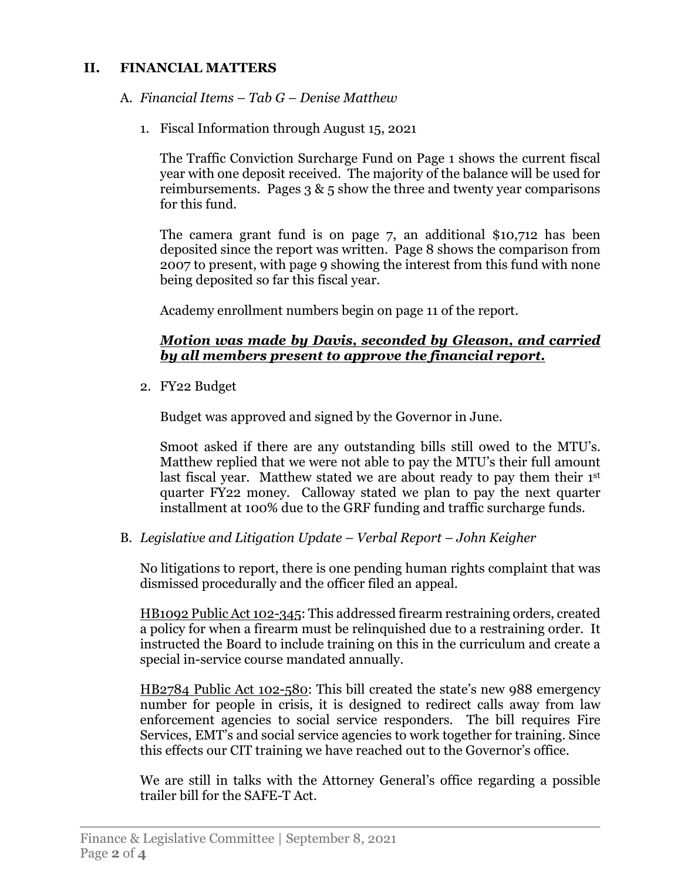## II. FINANCIAL MATTERS

A. *Financial Items – Tab G – Denise Matthew*

1. Fiscal Information through August 15, 2021

   The Traffic Conviction Surcharge Fund on Page 1 shows the current fiscal year with one deposit received. The majority of the balance will be used for reimbursements. Pages 3 & 5 show the three and twenty year comparisons for this fund.

   The camera grant fund is on page 7, an additional $10,712 has been deposited since the report was written. Page 8 shows the comparison from 2007 to present, with page 9 showing the interest from this fund with none being deposited so far this fiscal year.

   Academy enrollment numbers begin on page 11 of the report.

   ***Motion was made by Davis, seconded by Gleason, and carried by all members present to approve the financial report.***

2. FY22 Budget

   Budget was approved and signed by the Governor in June.

   Smoot asked if there are any outstanding bills still owed to the MTU's. Matthew replied that we were not able to pay the MTU's their full amount last fiscal year. Matthew stated we are about ready to pay them their 1st quarter FY22 money. Calloway stated we plan to pay the next quarter installment at 100% due to the GRF funding and traffic surcharge funds.

B. *Legislative and Litigation Update – Verbal Report – John Keigher*

No litigations to report, there is one pending human rights complaint that was dismissed procedurally and the officer filed an appeal.

HB1092 Public Act 102-345: This addressed firearm restraining orders, created a policy for when a firearm must be relinquished due to a restraining order. It instructed the Board to include training on this in the curriculum and create a special in-service course mandated annually.

HB2784 Public Act 102-580: This bill created the state's new 988 emergency number for people in crisis, it is designed to redirect calls away from law enforcement agencies to social service responders. The bill requires Fire Services, EMT's and social service agencies to work together for training. Since this effects our CIT training we have reached out to the Governor's office.

We are still in talks with the Attorney General's office regarding a possible trailer bill for the SAFE-T Act.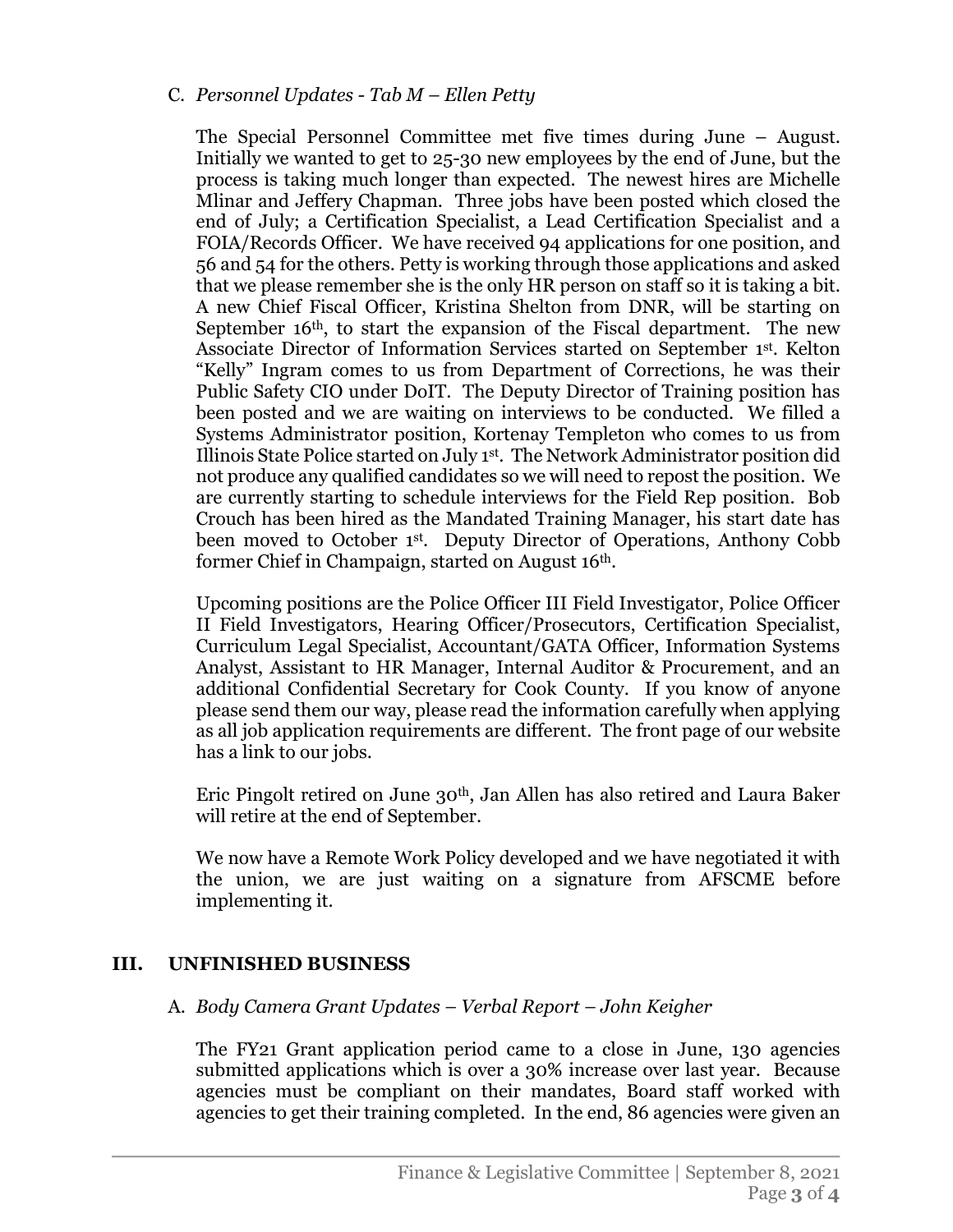C. *Personnel Updates - Tab M – Ellen Petty*

The Special Personnel Committee met five times during June – August. Initially we wanted to get to 25-30 new employees by the end of June, but the process is taking much longer than expected. The newest hires are Michelle Mlinar and Jeffery Chapman. Three jobs have been posted which closed the end of July; a Certification Specialist, a Lead Certification Specialist and a FOIA/Records Officer. We have received 94 applications for one position, and 56 and 54 for the others. Petty is working through those applications and asked that we please remember she is the only HR person on staff so it is taking a bit. A new Chief Fiscal Officer, Kristina Shelton from DNR, will be starting on September 16th, to start the expansion of the Fiscal department. The new Associate Director of Information Services started on September 1st. Kelton "Kelly" Ingram comes to us from Department of Corrections, he was their Public Safety CIO under DoIT. The Deputy Director of Training position has been posted and we are waiting on interviews to be conducted. We filled a Systems Administrator position, Kortenay Templeton who comes to us from Illinois State Police started on July 1st. The Network Administrator position did not produce any qualified candidates so we will need to repost the position. We are currently starting to schedule interviews for the Field Rep position. Bob Crouch has been hired as the Mandated Training Manager, his start date has been moved to October 1st. Deputy Director of Operations, Anthony Cobb former Chief in Champaign, started on August 16th.

Upcoming positions are the Police Officer III Field Investigator, Police Officer II Field Investigators, Hearing Officer/Prosecutors, Certification Specialist, Curriculum Legal Specialist, Accountant/GATA Officer, Information Systems Analyst, Assistant to HR Manager, Internal Auditor & Procurement, and an additional Confidential Secretary for Cook County. If you know of anyone please send them our way, please read the information carefully when applying as all job application requirements are different. The front page of our website has a link to our jobs.

Eric Pingolt retired on June 30th, Jan Allen has also retired and Laura Baker will retire at the end of September.

We now have a Remote Work Policy developed and we have negotiated it with the union, we are just waiting on a signature from AFSCME before implementing it.

## III. UNFINISHED BUSINESS

A. *Body Camera Grant Updates – Verbal Report – John Keigher*

The FY21 Grant application period came to a close in June, 130 agencies submitted applications which is over a 30% increase over last year. Because agencies must be compliant on their mandates, Board staff worked with agencies to get their training completed. In the end, 86 agencies were given an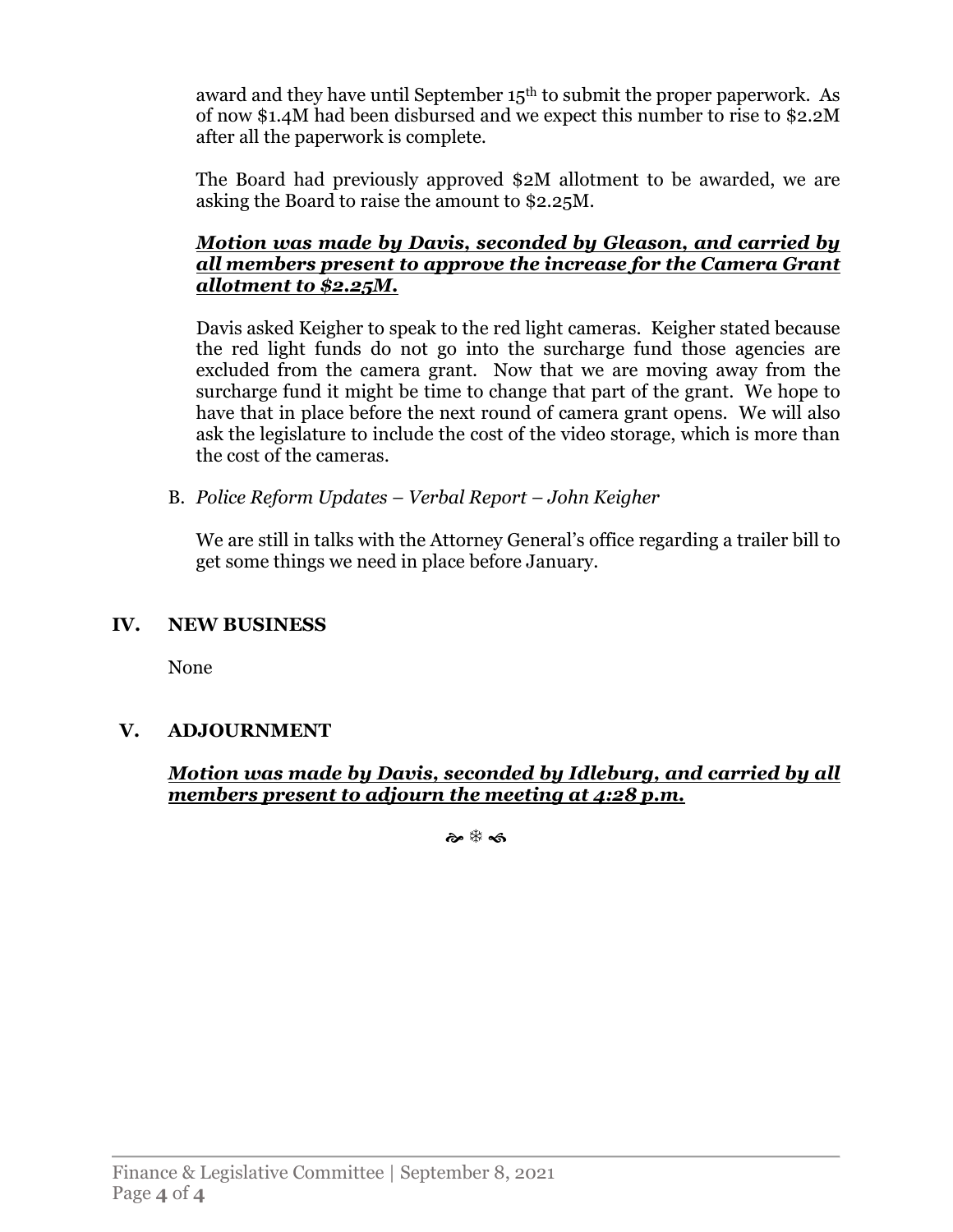award and they have until September 15th to submit the proper paperwork. As of now $1.4M had been disbursed and we expect this number to rise to $2.2M after all the paperwork is complete.

The Board had previously approved $2M allotment to be awarded, we are asking the Board to raise the amount to $2.25M.

***Motion was made by Davis, seconded by Gleason, and carried by all members present to approve the increase for the Camera Grant allotment to $2.25M.***

Davis asked Keigher to speak to the red light cameras. Keigher stated because the red light funds do not go into the surcharge fund those agencies are excluded from the camera grant. Now that we are moving away from the surcharge fund it might be time to change that part of the grant. We hope to have that in place before the next round of camera grant opens. We will also ask the legislature to include the cost of the video storage, which is more than the cost of the cameras.

B. *Police Reform Updates – Verbal Report – John Keigher*

We are still in talks with the Attorney General's office regarding a trailer bill to get some things we need in place before January.

## IV. NEW BUSINESS

None

## V. ADJOURNMENT

***Motion was made by Davis, seconded by Idleburg, and carried by all members present to adjourn the meeting at 4:28 p.m.***

❧ ❄ ☙